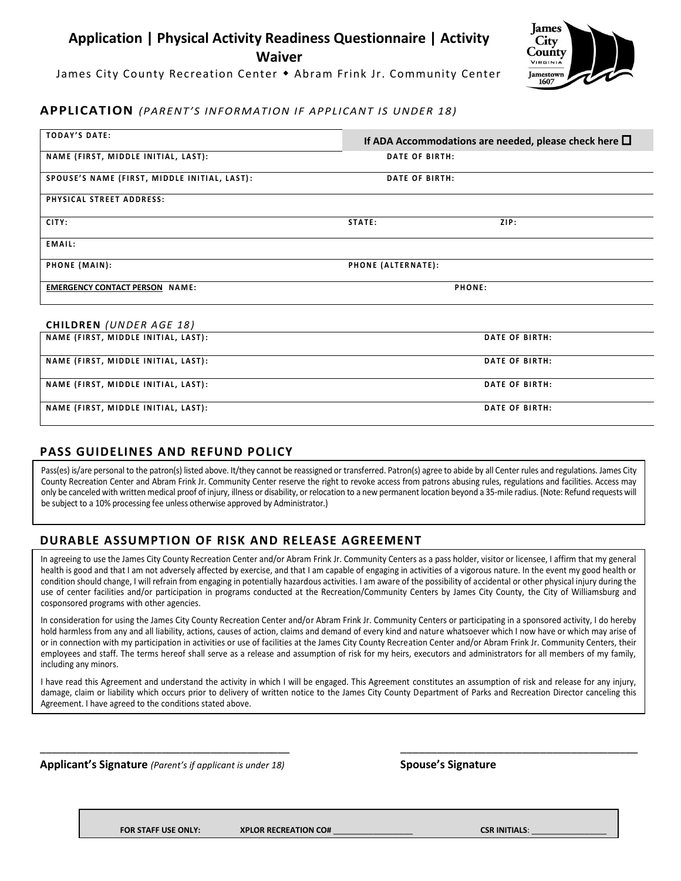# Application | Physical Activity Readiness Questionnaire | Activity Waiver

James City County Recreation Center ◆ Abram Frink Jr. Community Center

## APPLICATION *(PARENT'S INFORMATION IF APPLICANT IS UNDER 18)*

| | |
|---|---|
| TODAY'S DATE: | **If ADA Accommodations are needed, please check here ☐** |
| NAME (FIRST, MIDDLE INITIAL, LAST): | DATE OF BIRTH: |
| SPOUSE'S NAME (FIRST, MIDDLE INITIAL, LAST): | DATE OF BIRTH: |
| PHYSICAL STREET ADDRESS: | |
| CITY: | STATE: ZIP: |
| EMAIL: | |
| PHONE (MAIN): | PHONE (ALTERNATE): |
| EMERGENCY CONTACT PERSON NAME: | PHONE: |

**CHILDREN** *(UNDER AGE 18)*

| | |
|---|---|
| NAME (FIRST, MIDDLE INITIAL, LAST): | DATE OF BIRTH: |
| NAME (FIRST, MIDDLE INITIAL, LAST): | DATE OF BIRTH: |
| NAME (FIRST, MIDDLE INITIAL, LAST): | DATE OF BIRTH: |
| NAME (FIRST, MIDDLE INITIAL, LAST): | DATE OF BIRTH: |

## PASS GUIDELINES AND REFUND POLICY

Pass(es) is/are personal to the patron(s) listed above. It/they cannot be reassigned or transferred. Patron(s) agree to abide by all Center rules and regulations. James City County Recreation Center and Abram Frink Jr. Community Center reserve the right to revoke access from patrons abusing rules, regulations and facilities. Access may only be canceled with written medical proof of injury, illness or disability, or relocation to a new permanent location beyond a 35-mile radius. (Note: Refund requests will be subject to a 10% processing fee unless otherwise approved by Administrator.)

## DURABLE ASSUMPTION OF RISK AND RELEASE AGREEMENT

In agreeing to use the James City County Recreation Center and/or Abram Frink Jr. Community Centers as a pass holder, visitor or licensee, I affirm that my general health is good and that I am not adversely affected by exercise, and that I am capable of engaging in activities of a vigorous nature. In the event my good health or condition should change, I will refrain from engaging in potentially hazardous activities. I am aware of the possibility of accidental or other physical injury during the use of center facilities and/or participation in programs conducted at the Recreation/Community Centers by James City County, the City of Williamsburg and cosponsored programs with other agencies.

In consideration for using the James City County Recreation Center and/or Abram Frink Jr. Community Centers or participating in a sponsored activity, I do hereby hold harmless from any and all liability, actions, causes of action, claims and demand of every kind and nature whatsoever which I now have or which may arise of or in connection with my participation in activities or use of facilities at the James City County Recreation Center and/or Abram Frink Jr. Community Centers, their employees and staff. The terms hereof shall serve as a release and assumption of risk for my heirs, executors and administrators for all members of my family, including any minors.

I have read this Agreement and understand the activity in which I will be engaged. This Agreement constitutes an assumption of risk and release for any injury, damage, claim or liability which occurs prior to delivery of written notice to the James City County Department of Parks and Recreation Director canceling this Agreement. I have agreed to the conditions stated above.

_______________________________________________ **Applicant's Signature** *(Parent's if applicant is under 18)*

_______________________________________________ **Spouse's Signature**

**FOR STAFF USE ONLY:** **XPLOR RECREATION CO#** __________________ **CSR INITIALS**: __________________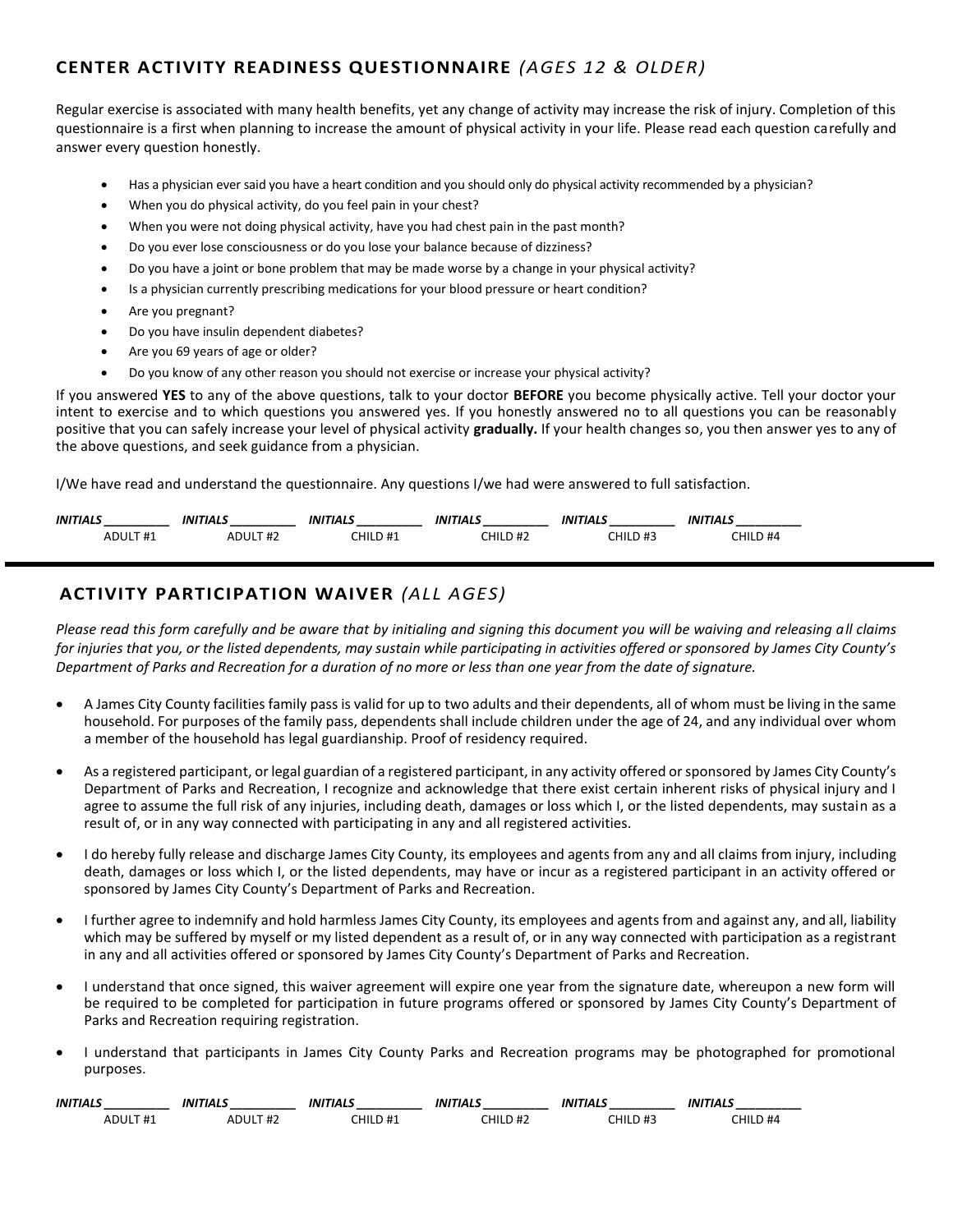## CENTER ACTIVITY READINESS QUESTIONNAIRE *(AGES 12 & OLDER)*

Regular exercise is associated with many health benefits, yet any change of activity may increase the risk of injury. Completion of this questionnaire is a first when planning to increase the amount of physical activity in your life. Please read each question carefully and answer every question honestly.

- Has a physician ever said you have a heart condition and you should only do physical activity recommended by a physician?
- When you do physical activity, do you feel pain in your chest?
- When you were not doing physical activity, have you had chest pain in the past month?
- Do you ever lose consciousness or do you lose your balance because of dizziness?
- Do you have a joint or bone problem that may be made worse by a change in your physical activity?
- Is a physician currently prescribing medications for your blood pressure or heart condition?
- Are you pregnant?
- Do you have insulin dependent diabetes?
- Are you 69 years of age or older?
- Do you know of any other reason you should not exercise or increase your physical activity?

If you answered **YES** to any of the above questions, talk to your doctor **BEFORE** you become physically active. Tell your doctor your intent to exercise and to which questions you answered yes. If you honestly answered no to all questions you can be reasonably positive that you can safely increase your level of physical activity **gradually.** If your health changes so, you then answer yes to any of the above questions, and seek guidance from a physician.

I/We have read and understand the questionnaire. Any questions I/we had were answered to full satisfaction.

| | | | | | |
|---|---|---|---|---|---|
| ***INITIALS*** __________ | ***INITIALS*** __________ | ***INITIALS*** __________ | ***INITIALS*** __________ | ***INITIALS*** __________ | ***INITIALS*** __________ |
| ADULT #1 | ADULT #2 | CHILD #1 | CHILD #2 | CHILD #3 | CHILD #4 |

---

## ACTIVITY PARTICIPATION WAIVER *(ALL AGES)*

*Please read this form carefully and be aware that by initialing and signing this document you will be waiving and releasing all claims for injuries that you, or the listed dependents, may sustain while participating in activities offered or sponsored by James City County's Department of Parks and Recreation for a duration of no more or less than one year from the date of signature.*

- A James City County facilities family pass is valid for up to two adults and their dependents, all of whom must be living in the same household. For purposes of the family pass, dependents shall include children under the age of 24, and any individual over whom a member of the household has legal guardianship. Proof of residency required.
- As a registered participant, or legal guardian of a registered participant, in any activity offered or sponsored by James City County's Department of Parks and Recreation, I recognize and acknowledge that there exist certain inherent risks of physical injury and I agree to assume the full risk of any injuries, including death, damages or loss which I, or the listed dependents, may sustain as a result of, or in any way connected with participating in any and all registered activities.
- I do hereby fully release and discharge James City County, its employees and agents from any and all claims from injury, including death, damages or loss which I, or the listed dependents, may have or incur as a registered participant in an activity offered or sponsored by James City County's Department of Parks and Recreation.
- I further agree to indemnify and hold harmless James City County, its employees and agents from and against any, and all, liability which may be suffered by myself or my listed dependent as a result of, or in any way connected with participation as a registrant in any and all activities offered or sponsored by James City County's Department of Parks and Recreation.
- I understand that once signed, this waiver agreement will expire one year from the signature date, whereupon a new form will be required to be completed for participation in future programs offered or sponsored by James City County's Department of Parks and Recreation requiring registration.
- I understand that participants in James City County Parks and Recreation programs may be photographed for promotional purposes.

| | | | | | |
|---|---|---|---|---|---|
| ***INITIALS*** __________ | ***INITIALS*** __________ | ***INITIALS*** __________ | ***INITIALS*** __________ | ***INITIALS*** __________ | ***INITIALS*** __________ |
| ADULT #1 | ADULT #2 | CHILD #1 | CHILD #2 | CHILD #3 | CHILD #4 |